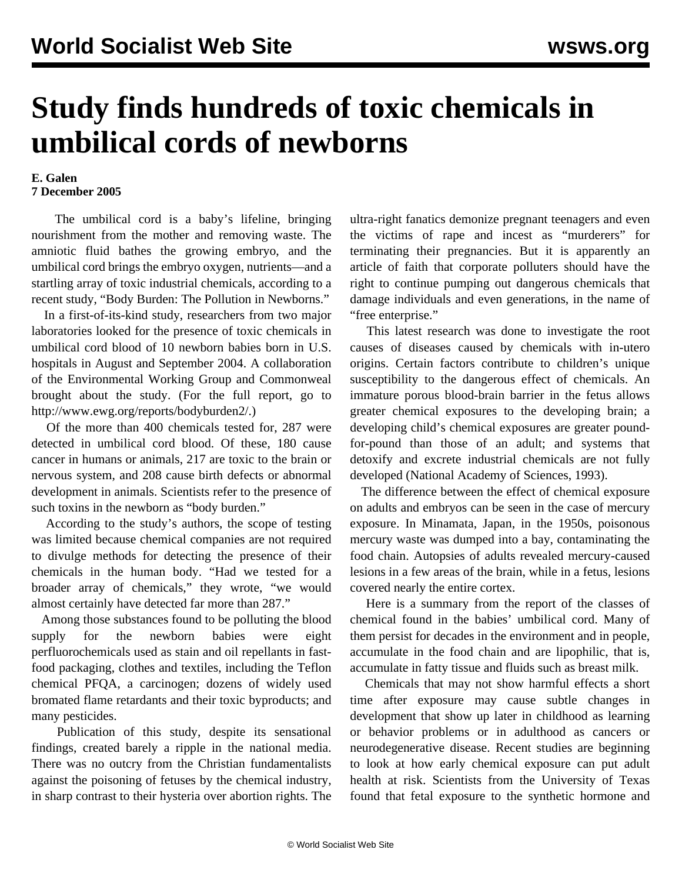# Study finds hundreds of toxic chemicals in umbilical cords of newborns

**E. Galen**
**7 December 2005**

The umbilical cord is a baby's lifeline, bringing nourishment from the mother and removing waste. The amniotic fluid bathes the growing embryo, and the umbilical cord brings the embryo oxygen, nutrients—and a startling array of toxic industrial chemicals, according to a recent study, "Body Burden: The Pollution in Newborns."

In a first-of-its-kind study, researchers from two major laboratories looked for the presence of toxic chemicals in umbilical cord blood of 10 newborn babies born in U.S. hospitals in August and September 2004. A collaboration of the Environmental Working Group and Commonweal brought about the study. (For the full report, go to http://www.ewg.org/reports/bodyburden2/.)

Of the more than 400 chemicals tested for, 287 were detected in umbilical cord blood. Of these, 180 cause cancer in humans or animals, 217 are toxic to the brain or nervous system, and 208 cause birth defects or abnormal development in animals. Scientists refer to the presence of such toxins in the newborn as "body burden."

According to the study's authors, the scope of testing was limited because chemical companies are not required to divulge methods for detecting the presence of their chemicals in the human body. "Had we tested for a broader array of chemicals," they wrote, "we would almost certainly have detected far more than 287."

Among those substances found to be polluting the blood supply for the newborn babies were eight perfluorochemicals used as stain and oil repellants in fast-food packaging, clothes and textiles, including the Teflon chemical PFQA, a carcinogen; dozens of widely used bromated flame retardants and their toxic byproducts; and many pesticides.

Publication of this study, despite its sensational findings, created barely a ripple in the national media. There was no outcry from the Christian fundamentalists against the poisoning of fetuses by the chemical industry, in sharp contrast to their hysteria over abortion rights. The ultra-right fanatics demonize pregnant teenagers and even the victims of rape and incest as "murderers" for terminating their pregnancies. But it is apparently an article of faith that corporate polluters should have the right to continue pumping out dangerous chemicals that damage individuals and even generations, in the name of "free enterprise."

This latest research was done to investigate the root causes of diseases caused by chemicals with in-utero origins. Certain factors contribute to children's unique susceptibility to the dangerous effect of chemicals. An immature porous blood-brain barrier in the fetus allows greater chemical exposures to the developing brain; a developing child's chemical exposures are greater pound-for-pound than those of an adult; and systems that detoxify and excrete industrial chemicals are not fully developed (National Academy of Sciences, 1993).

The difference between the effect of chemical exposure on adults and embryos can be seen in the case of mercury exposure. In Minamata, Japan, in the 1950s, poisonous mercury waste was dumped into a bay, contaminating the food chain. Autopsies of adults revealed mercury-caused lesions in a few areas of the brain, while in a fetus, lesions covered nearly the entire cortex.

Here is a summary from the report of the classes of chemical found in the babies' umbilical cord. Many of them persist for decades in the environment and in people, accumulate in the food chain and are lipophilic, that is, accumulate in fatty tissue and fluids such as breast milk.

Chemicals that may not show harmful effects a short time after exposure may cause subtle changes in development that show up later in childhood as learning or behavior problems or in adulthood as cancers or neurodegenerative disease. Recent studies are beginning to look at how early chemical exposure can put adult health at risk. Scientists from the University of Texas found that fetal exposure to the synthetic hormone and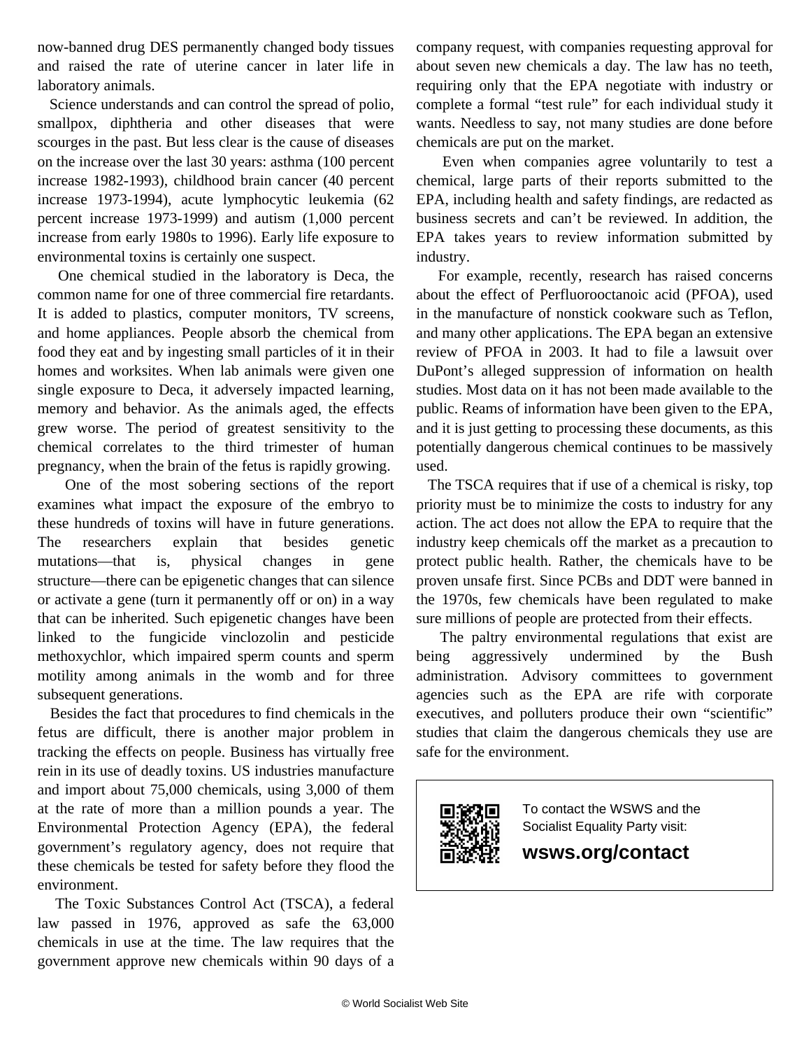now-banned drug DES permanently changed body tissues and raised the rate of uterine cancer in later life in laboratory animals.

Science understands and can control the spread of polio, smallpox, diphtheria and other diseases that were scourges in the past. But less clear is the cause of diseases on the increase over the last 30 years: asthma (100 percent increase 1982-1993), childhood brain cancer (40 percent increase 1973-1994), acute lymphocytic leukemia (62 percent increase 1973-1999) and autism (1,000 percent increase from early 1980s to 1996). Early life exposure to environmental toxins is certainly one suspect.

One chemical studied in the laboratory is Deca, the common name for one of three commercial fire retardants. It is added to plastics, computer monitors, TV screens, and home appliances. People absorb the chemical from food they eat and by ingesting small particles of it in their homes and worksites. When lab animals were given one single exposure to Deca, it adversely impacted learning, memory and behavior. As the animals aged, the effects grew worse. The period of greatest sensitivity to the chemical correlates to the third trimester of human pregnancy, when the brain of the fetus is rapidly growing.

One of the most sobering sections of the report examines what impact the exposure of the embryo to these hundreds of toxins will have in future generations. The researchers explain that besides genetic mutations—that is, physical changes in gene structure—there can be epigenetic changes that can silence or activate a gene (turn it permanently off or on) in a way that can be inherited. Such epigenetic changes have been linked to the fungicide vinclozolin and pesticide methoxychlor, which impaired sperm counts and sperm motility among animals in the womb and for three subsequent generations.

Besides the fact that procedures to find chemicals in the fetus are difficult, there is another major problem in tracking the effects on people. Business has virtually free rein in its use of deadly toxins. US industries manufacture and import about 75,000 chemicals, using 3,000 of them at the rate of more than a million pounds a year. The Environmental Protection Agency (EPA), the federal government's regulatory agency, does not require that these chemicals be tested for safety before they flood the environment.

The Toxic Substances Control Act (TSCA), a federal law passed in 1976, approved as safe the 63,000 chemicals in use at the time. The law requires that the government approve new chemicals within 90 days of a company request, with companies requesting approval for about seven new chemicals a day. The law has no teeth, requiring only that the EPA negotiate with industry or complete a formal "test rule" for each individual study it wants. Needless to say, not many studies are done before chemicals are put on the market.

Even when companies agree voluntarily to test a chemical, large parts of their reports submitted to the EPA, including health and safety findings, are redacted as business secrets and can't be reviewed. In addition, the EPA takes years to review information submitted by industry.

For example, recently, research has raised concerns about the effect of Perfluorooctanoic acid (PFOA), used in the manufacture of nonstick cookware such as Teflon, and many other applications. The EPA began an extensive review of PFOA in 2003. It had to file a lawsuit over DuPont's alleged suppression of information on health studies. Most data on it has not been made available to the public. Reams of information have been given to the EPA, and it is just getting to processing these documents, as this potentially dangerous chemical continues to be massively used.

The TSCA requires that if use of a chemical is risky, top priority must be to minimize the costs to industry for any action. The act does not allow the EPA to require that the industry keep chemicals off the market as a precaution to protect public health. Rather, the chemicals have to be proven unsafe first. Since PCBs and DDT were banned in the 1970s, few chemicals have been regulated to make sure millions of people are protected from their effects.

The paltry environmental regulations that exist are being aggressively undermined by the Bush administration. Advisory committees to government agencies such as the EPA are rife with corporate executives, and polluters produce their own "scientific" studies that claim the dangerous chemicals they use are safe for the environment.

To contact the WSWS and the Socialist Equality Party visit:

**wsws.org/contact**